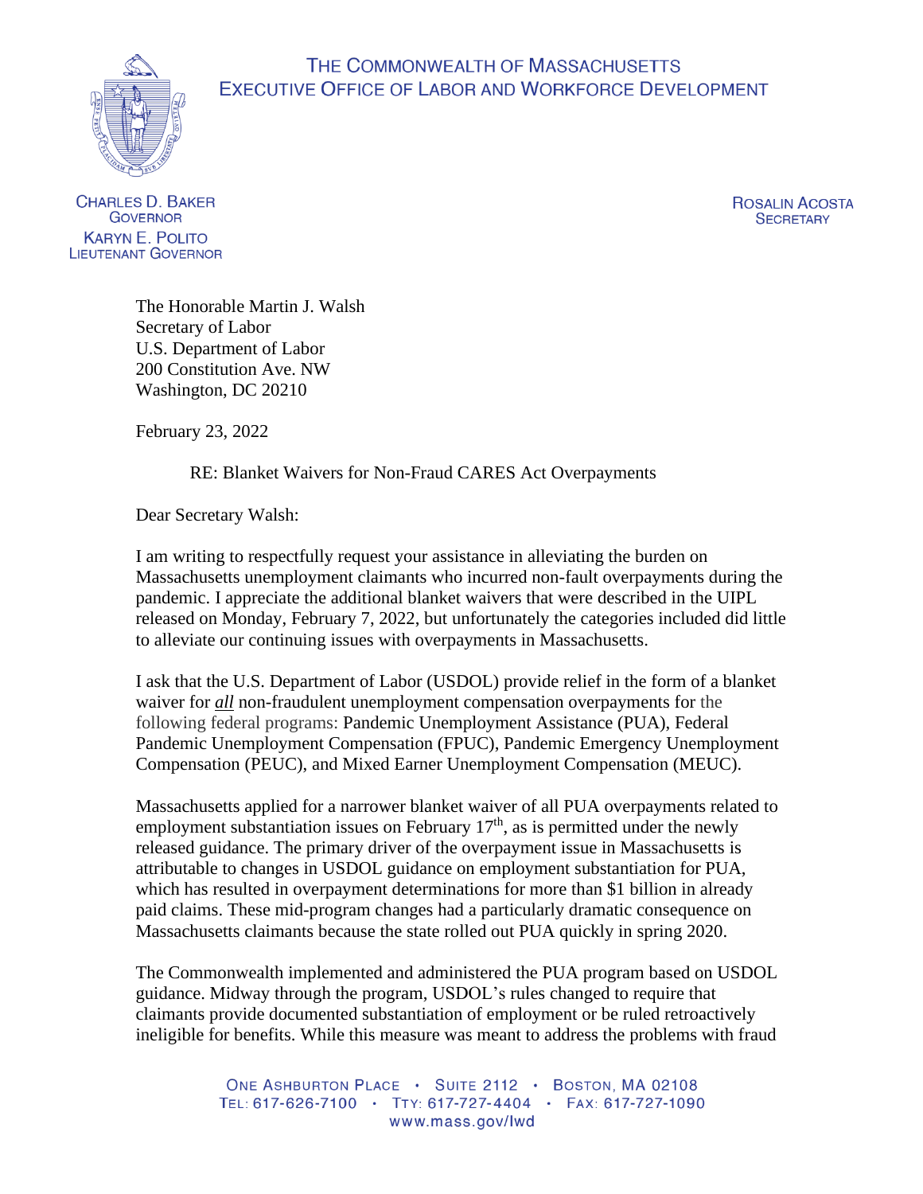# The Commonwealth of Massachusetts
## Executive Office of Labor and Workforce Development

CHARLES D. BAKER
GOVERNOR
KARYN E. POLITO
LIEUTENANT GOVERNOR

ROSALIN ACOSTA
SECRETARY

The Honorable Martin J. Walsh
Secretary of Labor
U.S. Department of Labor
200 Constitution Ave. NW
Washington, DC 20210

February 23, 2022

RE: Blanket Waivers for Non-Fraud CARES Act Overpayments

Dear Secretary Walsh:

I am writing to respectfully request your assistance in alleviating the burden on Massachusetts unemployment claimants who incurred non-fault overpayments during the pandemic. I appreciate the additional blanket waivers that were described in the UIPL released on Monday, February 7, 2022, but unfortunately the categories included did little to alleviate our continuing issues with overpayments in Massachusetts.

I ask that the U.S. Department of Labor (USDOL) provide relief in the form of a blanket waiver for ***all*** non-fraudulent unemployment compensation overpayments for the following federal programs: Pandemic Unemployment Assistance (PUA), Federal Pandemic Unemployment Compensation (FPUC), Pandemic Emergency Unemployment Compensation (PEUC), and Mixed Earner Unemployment Compensation (MEUC).

Massachusetts applied for a narrower blanket waiver of all PUA overpayments related to employment substantiation issues on February 17th, as is permitted under the newly released guidance. The primary driver of the overpayment issue in Massachusetts is attributable to changes in USDOL guidance on employment substantiation for PUA, which has resulted in overpayment determinations for more than $1 billion in already paid claims. These mid-program changes had a particularly dramatic consequence on Massachusetts claimants because the state rolled out PUA quickly in spring 2020.

The Commonwealth implemented and administered the PUA program based on USDOL guidance. Midway through the program, USDOL's rules changed to require that claimants provide documented substantiation of employment or be ruled retroactively ineligible for benefits. While this measure was meant to address the problems with fraud

ONE ASHBURTON PLACE • SUITE 2112 • BOSTON, MA 02108
TEL: 617-626-7100 • TTY: 617-727-4404 • FAX: 617-727-1090
www.mass.gov/lwd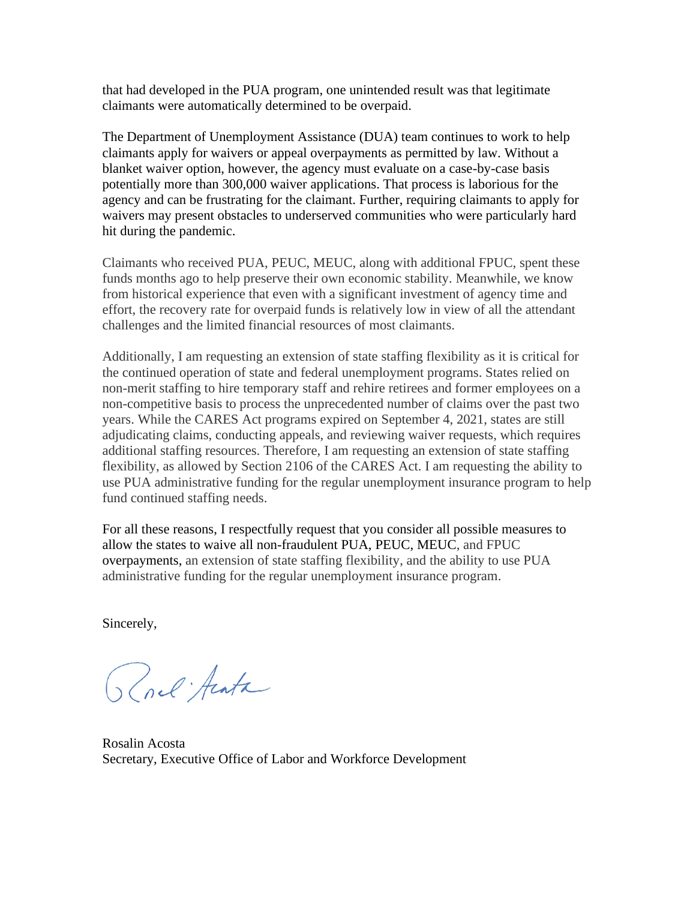that had developed in the PUA program, one unintended result was that legitimate claimants were automatically determined to be overpaid.

The Department of Unemployment Assistance (DUA) team continues to work to help claimants apply for waivers or appeal overpayments as permitted by law. Without a blanket waiver option, however, the agency must evaluate on a case-by-case basis potentially more than 300,000 waiver applications. That process is laborious for the agency and can be frustrating for the claimant. Further, requiring claimants to apply for waivers may present obstacles to underserved communities who were particularly hard hit during the pandemic.

Claimants who received PUA, PEUC, MEUC, along with additional FPUC, spent these funds months ago to help preserve their own economic stability. Meanwhile, we know from historical experience that even with a significant investment of agency time and effort, the recovery rate for overpaid funds is relatively low in view of all the attendant challenges and the limited financial resources of most claimants.

Additionally, I am requesting an extension of state staffing flexibility as it is critical for the continued operation of state and federal unemployment programs. States relied on non-merit staffing to hire temporary staff and rehire retirees and former employees on a non-competitive basis to process the unprecedented number of claims over the past two years. While the CARES Act programs expired on September 4, 2021, states are still adjudicating claims, conducting appeals, and reviewing waiver requests, which requires additional staffing resources. Therefore, I am requesting an extension of state staffing flexibility, as allowed by Section 2106 of the CARES Act. I am requesting the ability to use PUA administrative funding for the regular unemployment insurance program to help fund continued staffing needs.

For all these reasons, I respectfully request that you consider all possible measures to allow the states to waive all non-fraudulent PUA, PEUC, MEUC, and FPUC overpayments, an extension of state staffing flexibility, and the ability to use PUA administrative funding for the regular unemployment insurance program.

Sincerely,

Rosalin Acosta
Secretary, Executive Office of Labor and Workforce Development